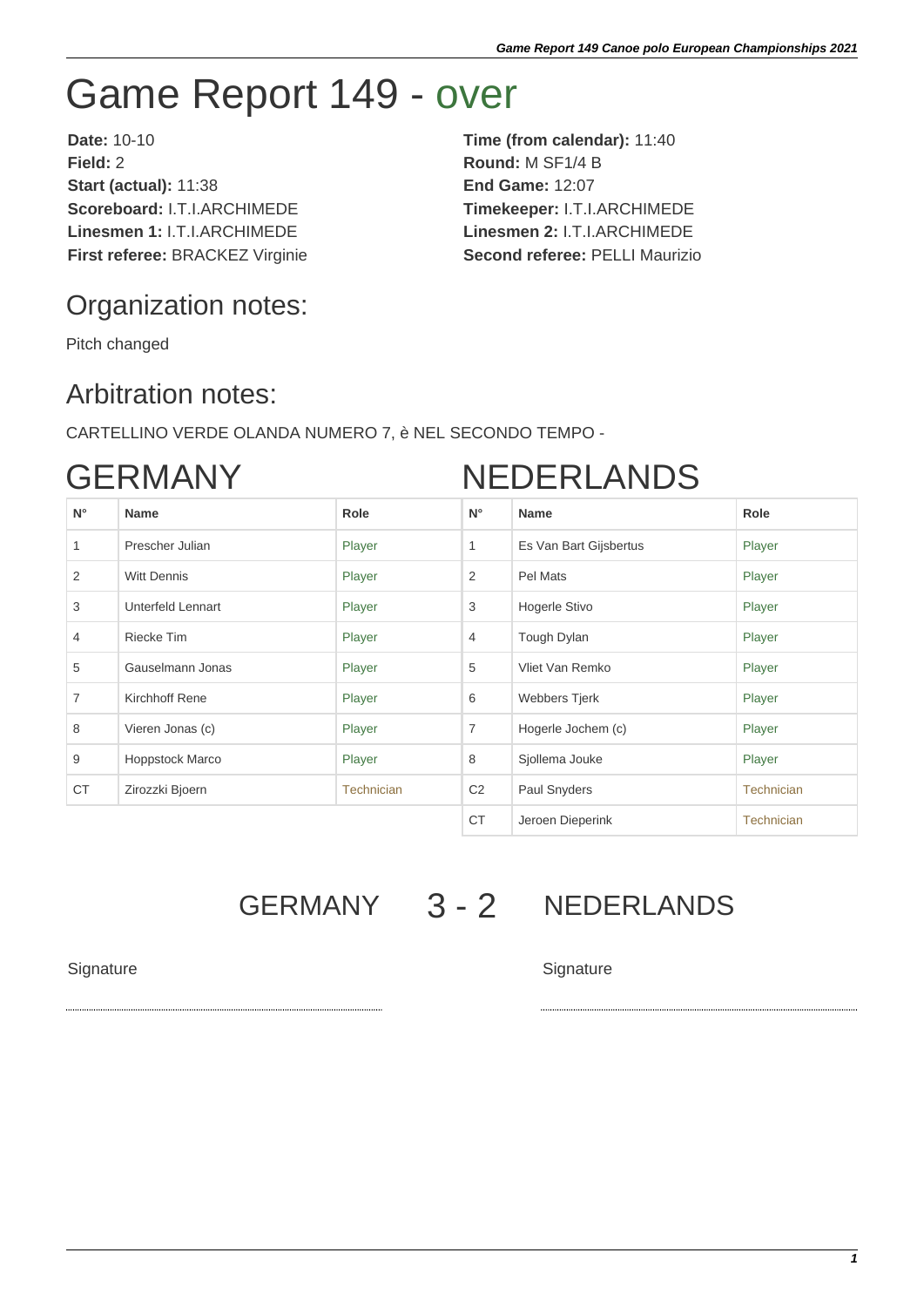# Game Report 149 - over

**Date:** 10-10
**Field:** 2
**Start (actual):** 11:38
**Scoreboard:** I.T.I.ARCHIMEDE
**Linesmen 1:** I.T.I.ARCHIMEDE
**First referee:** BRACKEZ Virginie

**Time (from calendar):** 11:40
**Round:** M SF1/4 B
**End Game:** 12:07
**Timekeeper:** I.T.I.ARCHIMEDE
**Linesmen 2:** I.T.I.ARCHIMEDE
**Second referee:** PELLI Maurizio

## Organization notes:

Pitch changed

## Arbitration notes:

CARTELLINO VERDE OLANDA NUMERO 7, è NEL SECONDO TEMPO -

# GERMANY

| N° | Name | Role |
|---|---|---|
| 1 | Prescher Julian | Player |
| 2 | Witt Dennis | Player |
| 3 | Unterfeld Lennart | Player |
| 4 | Riecke Tim | Player |
| 5 | Gauselmann Jonas | Player |
| 7 | Kirchhoff Rene | Player |
| 8 | Vieren Jonas (c) | Player |
| 9 | Hoppstock Marco | Player |
| CT | Zirozzki Bjoern | Technician |

# NEDERLANDS

| N° | Name | Role |
|---|---|---|
| 1 | Es Van Bart Gijsbertus | Player |
| 2 | Pel Mats | Player |
| 3 | Hogerle Stivo | Player |
| 4 | Tough Dylan | Player |
| 5 | Vliet Van Remko | Player |
| 6 | Webbers Tjerk | Player |
| 7 | Hogerle Jochem (c) | Player |
| 8 | Sjollema Jouke | Player |
| C2 | Paul Snyders | Technician |
| CT | Jeroen Dieperink | Technician |

GERMANY 3 - 2 NEDERLANDS

Signature ........................................

Signature ........................................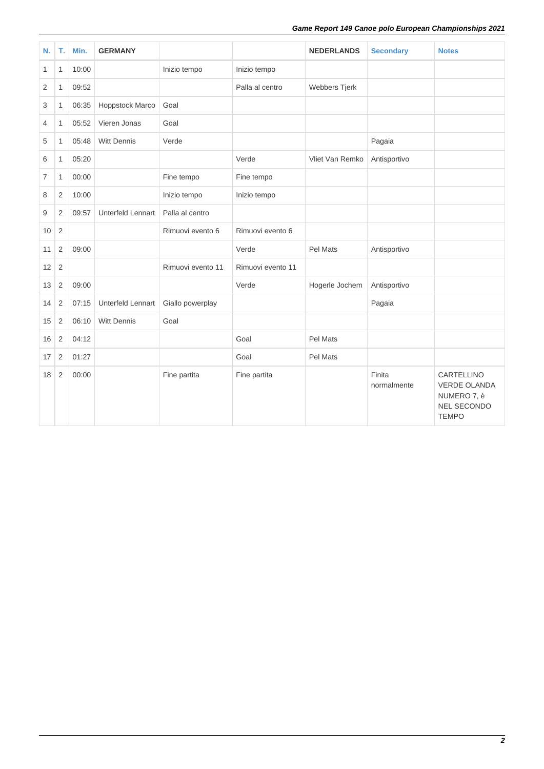| N. | T. | Min. | GERMANY | | | NEDERLANDS | Secondary | Notes |
|---|---|---|---|---|---|---|---|---|
| 1 | 1 | 10:00 | | Inizio tempo | Inizio tempo | | | |
| 2 | 1 | 09:52 | | | Palla al centro | Webbers Tjerk | | |
| 3 | 1 | 06:35 | Hoppstock Marco | Goal | | | | |
| 4 | 1 | 05:52 | Vieren Jonas | Goal | | | | |
| 5 | 1 | 05:48 | Witt Dennis | Verde | | | Pagaia | |
| 6 | 1 | 05:20 | | | Verde | Vliet Van Remko | Antisportivo | |
| 7 | 1 | 00:00 | | Fine tempo | Fine tempo | | | |
| 8 | 2 | 10:00 | | Inizio tempo | Inizio tempo | | | |
| 9 | 2 | 09:57 | Unterfeld Lennart | Palla al centro | | | | |
| 10 | 2 | | | Rimuovi evento 6 | Rimuovi evento 6 | | | |
| 11 | 2 | 09:00 | | | Verde | Pel Mats | Antisportivo | |
| 12 | 2 | | | Rimuovi evento 11 | Rimuovi evento 11 | | | |
| 13 | 2 | 09:00 | | | Verde | Hogerle Jochem | Antisportivo | |
| 14 | 2 | 07:15 | Unterfeld Lennart | Giallo powerplay | | | Pagaia | |
| 15 | 2 | 06:10 | Witt Dennis | Goal | | | | |
| 16 | 2 | 04:12 | | | Goal | Pel Mats | | |
| 17 | 2 | 01:27 | | | Goal | Pel Mats | | |
| 18 | 2 | 00:00 | | Fine partita | Fine partita | | Finita normalmente | CARTELLINO VERDE OLANDA NUMERO 7, è NEL SECONDO TEMPO |